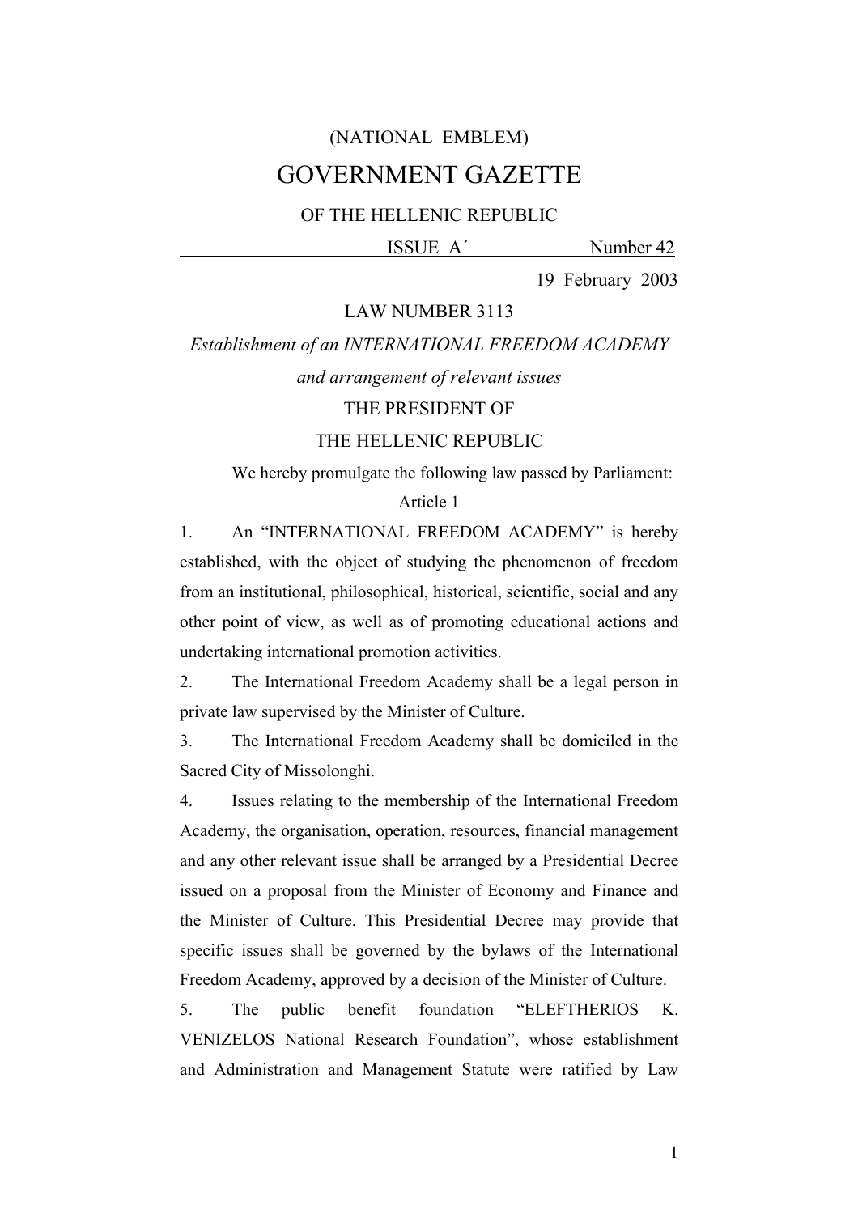(NATIONAL EMBLEM)

# GOVERNMENT GAZETTE

OF THE HELLENIC REPUBLIC

ISSUE A´ Number 42

19 February 2003

## LAW NUMBER 3113

*Establishment of an INTERNATIONAL FREEDOM ACADEMY and arrangement of relevant issues*

THE PRESIDENT OF

THE HELLENIC REPUBLIC

We hereby promulgate the following law passed by Parliament:

### Article 1

1. An "INTERNATIONAL FREEDOM ACADEMY" is hereby established, with the object of studying the phenomenon of freedom from an institutional, philosophical, historical, scientific, social and any other point of view, as well as of promoting educational actions and undertaking international promotion activities.

2. The International Freedom Academy shall be a legal person in private law supervised by the Minister of Culture.

3. The International Freedom Academy shall be domiciled in the Sacred City of Missolonghi.

4. Issues relating to the membership of the International Freedom Academy, the organisation, operation, resources, financial management and any other relevant issue shall be arranged by a Presidential Decree issued on a proposal from the Minister of Economy and Finance and the Minister of Culture. This Presidential Decree may provide that specific issues shall be governed by the bylaws of the International Freedom Academy, approved by a decision of the Minister of Culture.

5. The public benefit foundation "ELEFTHERIOS K. VENIZELOS National Research Foundation", whose establishment and Administration and Management Statute were ratified by Law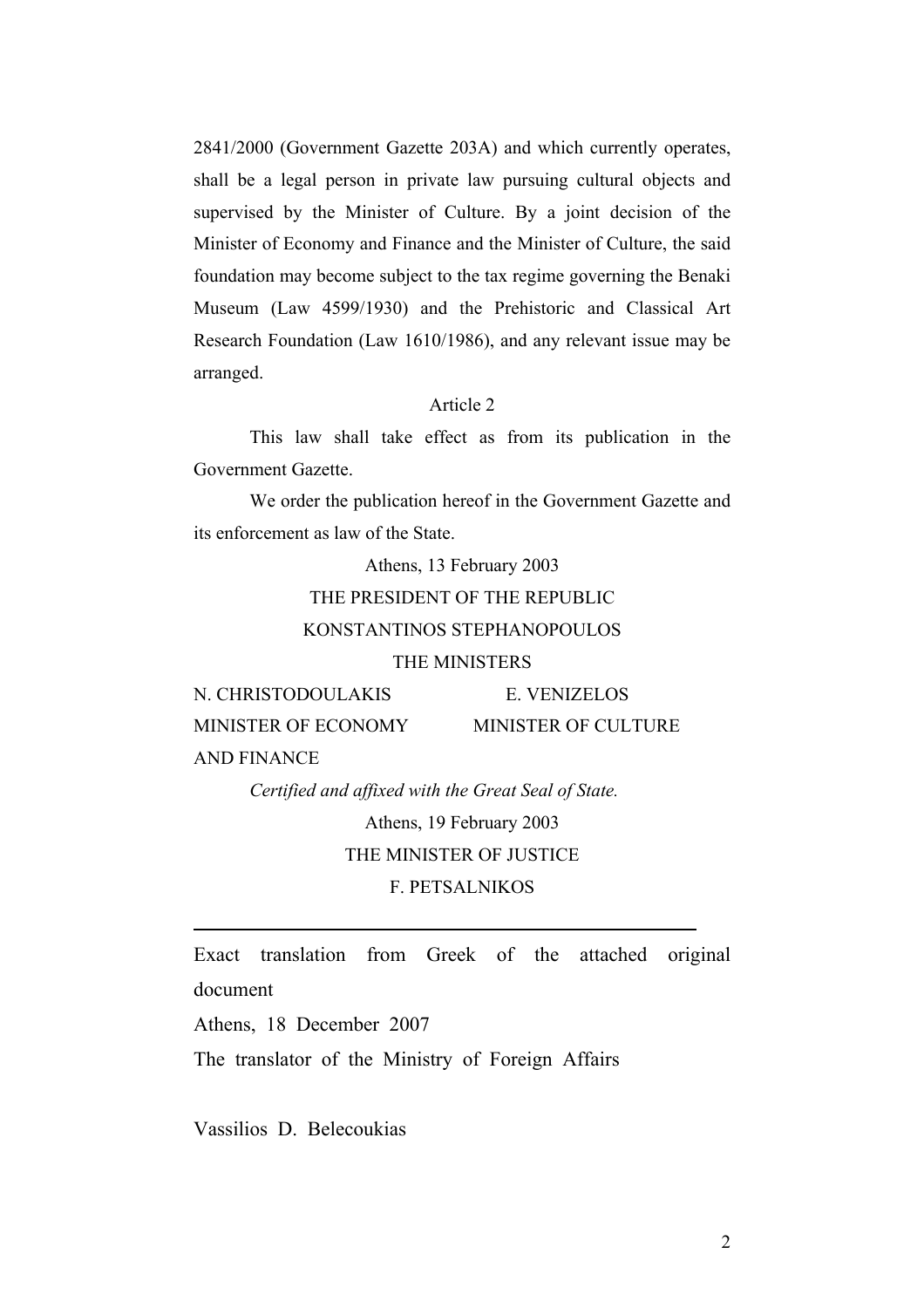2841/2000 (Government Gazette 203A) and which currently operates, shall be a legal person in private law pursuing cultural objects and supervised by the Minister of Culture. By a joint decision of the Minister of Economy and Finance and the Minister of Culture, the said foundation may become subject to the tax regime governing the Benaki Museum (Law 4599/1930) and the Prehistoric and Classical Art Research Foundation (Law 1610/1986), and any relevant issue may be arranged.

Article 2

This law shall take effect as from its publication in the Government Gazette.

We order the publication hereof in the Government Gazette and its enforcement as law of the State.

Athens, 13 February 2003

THE PRESIDENT OF THE REPUBLIC

KONSTANTINOS STEPHANOPOULOS

THE MINISTERS

| N. CHRISTODOULAKIS | E. VENIZELOS |
| --- | --- |
| MINISTER OF ECONOMY AND FINANCE | MINISTER OF CULTURE |

*Certified and affixed with the Great Seal of State.*

Athens, 19 February 2003

THE MINISTER OF JUSTICE

F. PETSALNIKOS

---

Exact translation from Greek of the attached original document

Athens, 18 December 2007

The translator of the Ministry of Foreign Affairs

Vassilios D. Belecoukias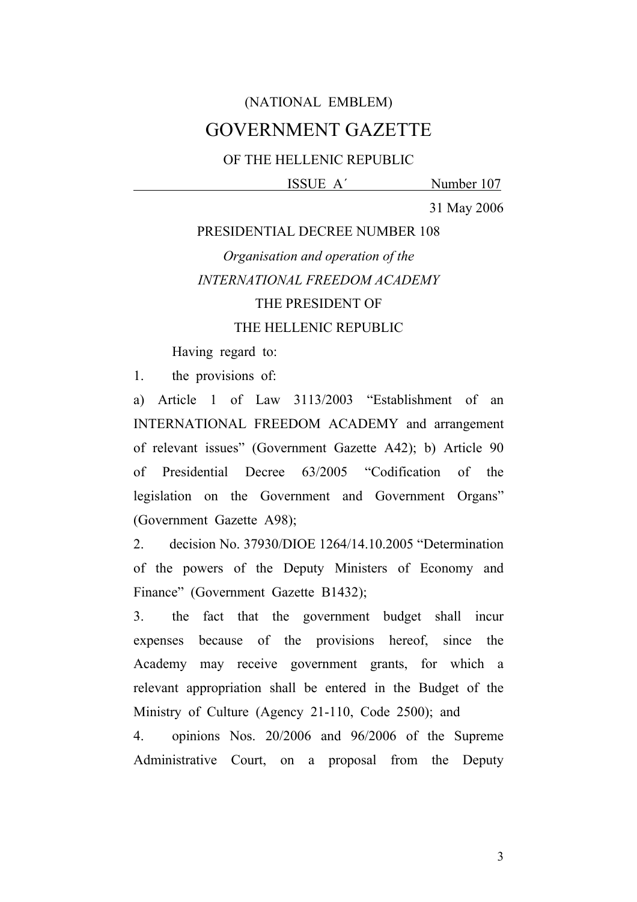(NATIONAL EMBLEM)

# GOVERNMENT GAZETTE

OF THE HELLENIC REPUBLIC

ISSUE A΄ Number 107

31 May 2006

PRESIDENTIAL DECREE NUMBER 108

*Organisation and operation of the*

*INTERNATIONAL FREEDOM ACADEMY*

THE PRESIDENT OF

THE HELLENIC REPUBLIC

Having regard to:

1. the provisions of:

a) Article 1 of Law 3113/2003 "Establishment of an INTERNATIONAL FREEDOM ACADEMY and arrangement of relevant issues" (Government Gazette A42); b) Article 90 of Presidential Decree 63/2005 "Codification of the legislation on the Government and Government Organs" (Government Gazette A98);

2. decision No. 37930/DIOE 1264/14.10.2005 "Determination of the powers of the Deputy Ministers of Economy and Finance" (Government Gazette B1432);

3. the fact that the government budget shall incur expenses because of the provisions hereof, since the Academy may receive government grants, for which a relevant appropriation shall be entered in the Budget of the Ministry of Culture (Agency 21-110, Code 2500); and

4. opinions Nos. 20/2006 and 96/2006 of the Supreme Administrative Court, on a proposal from the Deputy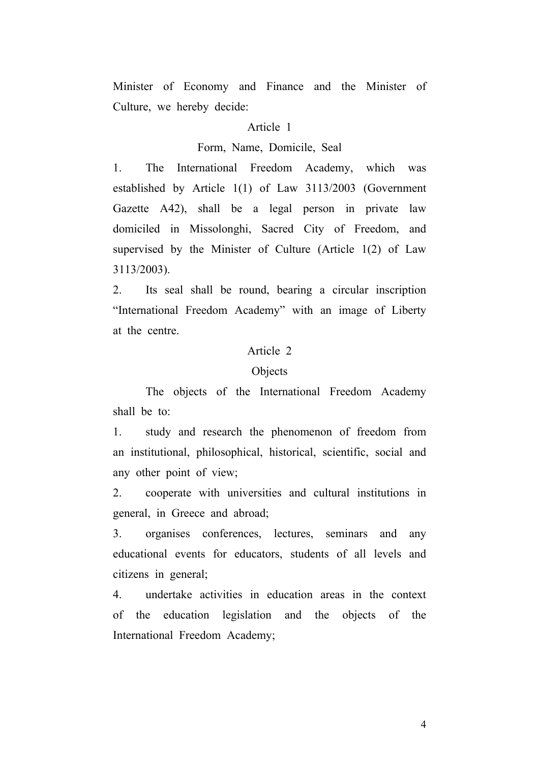Minister of Economy and Finance and the Minister of Culture, we hereby decide:

## Article 1

### Form, Name, Domicile, Seal

1. The International Freedom Academy, which was established by Article 1(1) of Law 3113/2003 (Government Gazette A42), shall be a legal person in private law domiciled in Missolonghi, Sacred City of Freedom, and supervised by the Minister of Culture (Article 1(2) of Law 3113/2003).

2. Its seal shall be round, bearing a circular inscription “International Freedom Academy” with an image of Liberty at the centre.

## Article 2

### Objects

The objects of the International Freedom Academy shall be to:

1. study and research the phenomenon of freedom from an institutional, philosophical, historical, scientific, social and any other point of view;

2. cooperate with universities and cultural institutions in general, in Greece and abroad;

3. organises conferences, lectures, seminars and any educational events for educators, students of all levels and citizens in general;

4. undertake activities in education areas in the context of the education legislation and the objects of the International Freedom Academy;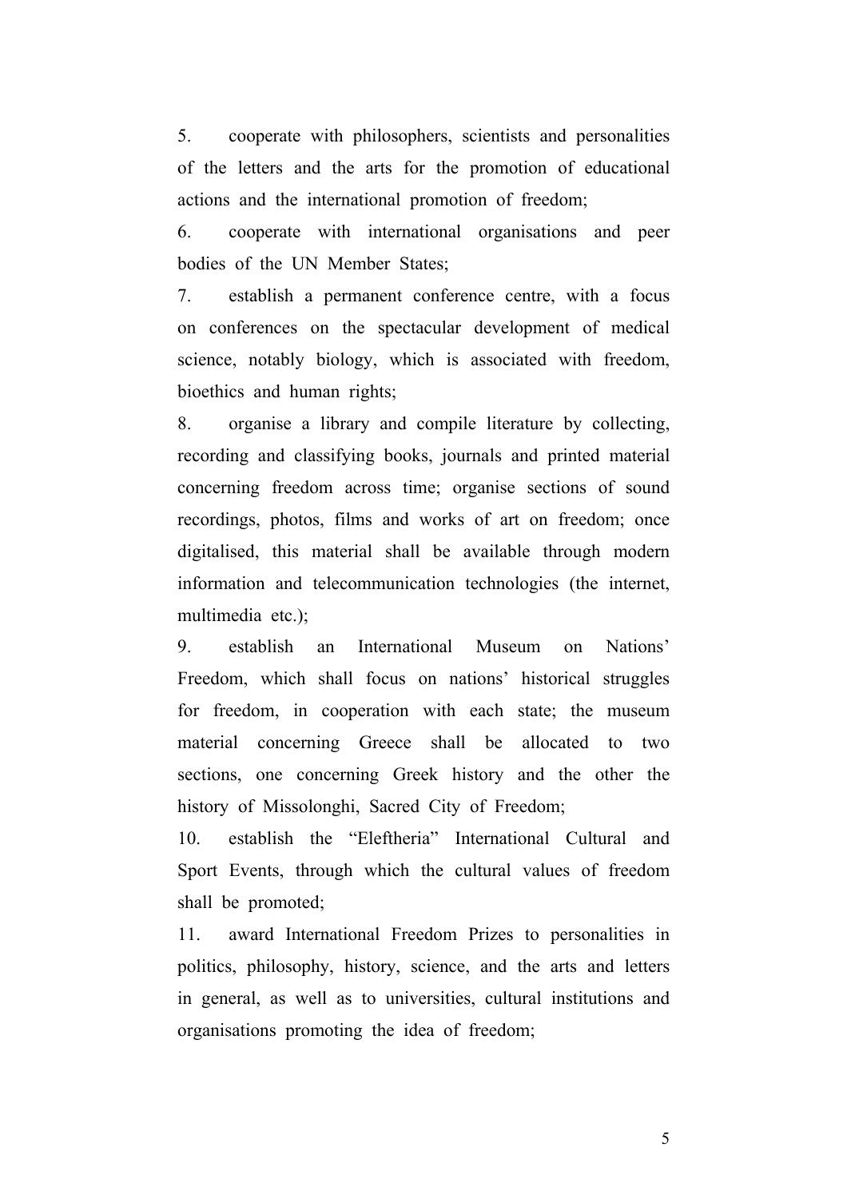5. cooperate with philosophers, scientists and personalities of the letters and the arts for the promotion of educational actions and the international promotion of freedom;

6. cooperate with international organisations and peer bodies of the UN Member States;

7. establish a permanent conference centre, with a focus on conferences on the spectacular development of medical science, notably biology, which is associated with freedom, bioethics and human rights;

8. organise a library and compile literature by collecting, recording and classifying books, journals and printed material concerning freedom across time; organise sections of sound recordings, photos, films and works of art on freedom; once digitalised, this material shall be available through modern information and telecommunication technologies (the internet, multimedia etc.);

9. establish an International Museum on Nations' Freedom, which shall focus on nations' historical struggles for freedom, in cooperation with each state; the museum material concerning Greece shall be allocated to two sections, one concerning Greek history and the other the history of Missolonghi, Sacred City of Freedom;

10. establish the "Eleftheria" International Cultural and Sport Events, through which the cultural values of freedom shall be promoted;

11. award International Freedom Prizes to personalities in politics, philosophy, history, science, and the arts and letters in general, as well as to universities, cultural institutions and organisations promoting the idea of freedom;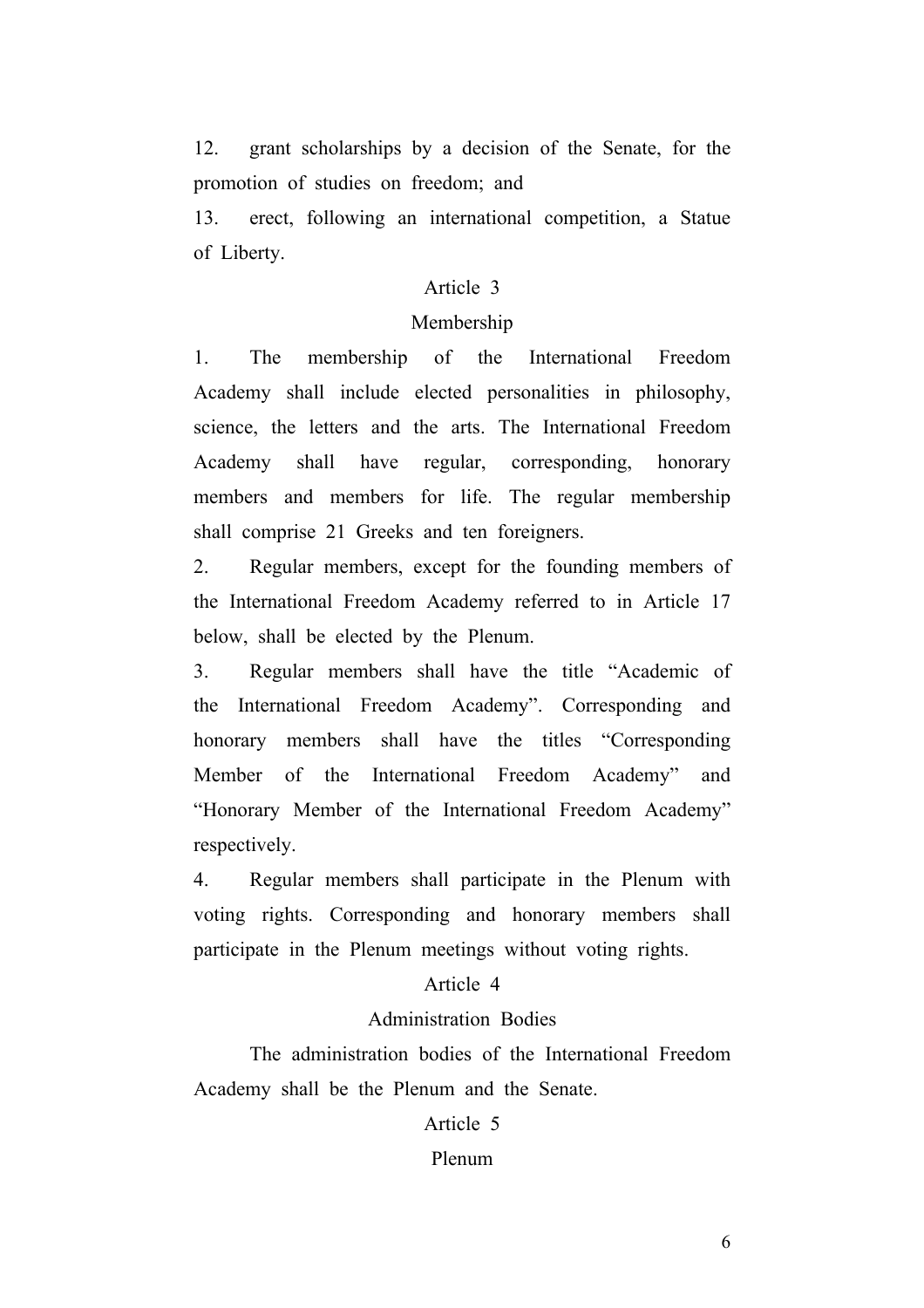12. grant scholarships by a decision of the Senate, for the promotion of studies on freedom; and

13. erect, following an international competition, a Statue of Liberty.

### Article 3

### Membership

1. The membership of the International Freedom Academy shall include elected personalities in philosophy, science, the letters and the arts. The International Freedom Academy shall have regular, corresponding, honorary members and members for life. The regular membership shall comprise 21 Greeks and ten foreigners.

2. Regular members, except for the founding members of the International Freedom Academy referred to in Article 17 below, shall be elected by the Plenum.

3. Regular members shall have the title "Academic of the International Freedom Academy". Corresponding and honorary members shall have the titles "Corresponding Member of the International Freedom Academy" and "Honorary Member of the International Freedom Academy" respectively.

4. Regular members shall participate in the Plenum with voting rights. Corresponding and honorary members shall participate in the Plenum meetings without voting rights.

### Article 4

### Administration Bodies

The administration bodies of the International Freedom Academy shall be the Plenum and the Senate.

### Article 5

### Plenum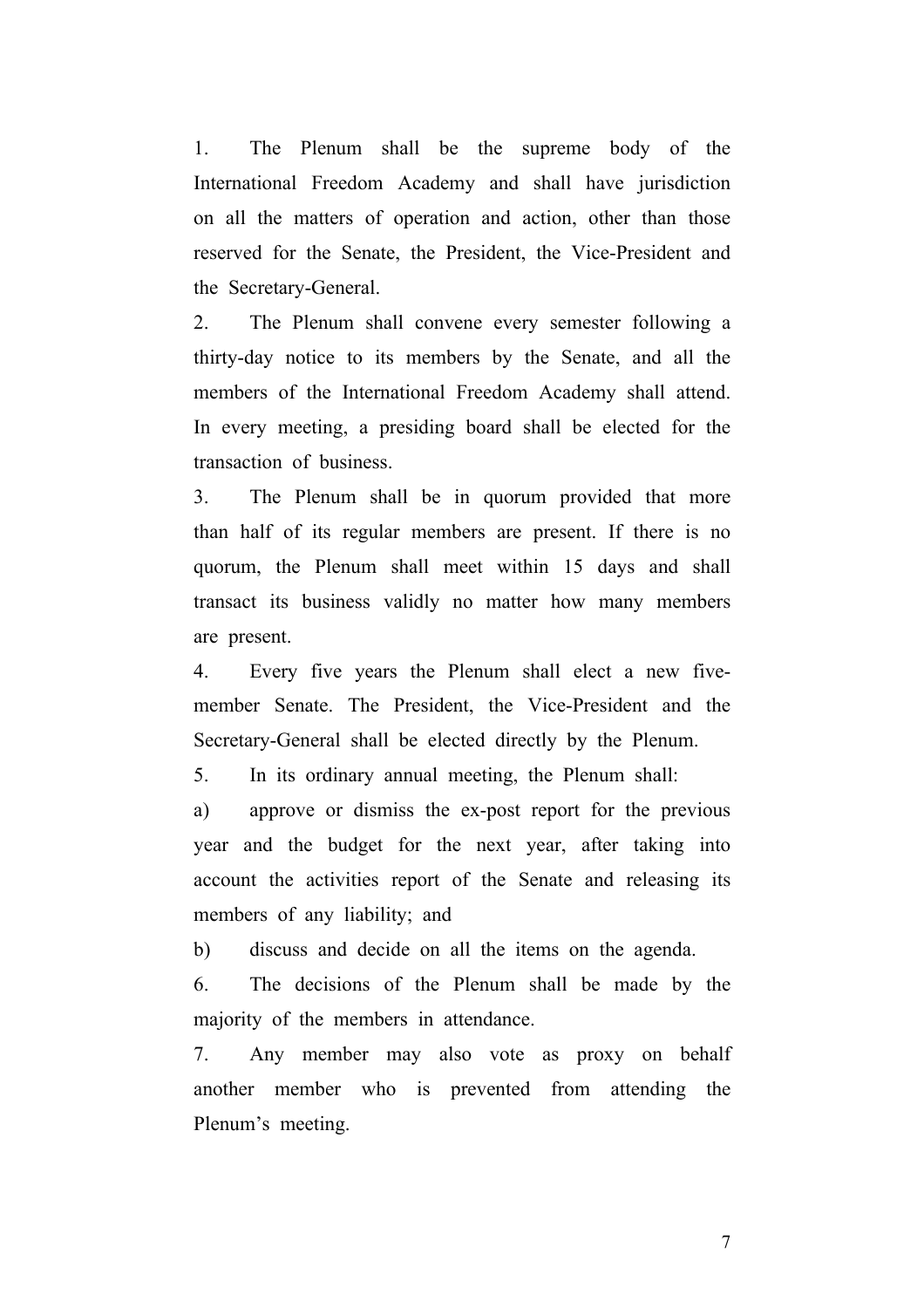1. The Plenum shall be the supreme body of the International Freedom Academy and shall have jurisdiction on all the matters of operation and action, other than those reserved for the Senate, the President, the Vice-President and the Secretary-General.

2. The Plenum shall convene every semester following a thirty-day notice to its members by the Senate, and all the members of the International Freedom Academy shall attend. In every meeting, a presiding board shall be elected for the transaction of business.

3. The Plenum shall be in quorum provided that more than half of its regular members are present. If there is no quorum, the Plenum shall meet within 15 days and shall transact its business validly no matter how many members are present.

4. Every five years the Plenum shall elect a new five-member Senate. The President, the Vice-President and the Secretary-General shall be elected directly by the Plenum.

5. In its ordinary annual meeting, the Plenum shall:

a) approve or dismiss the ex-post report for the previous year and the budget for the next year, after taking into account the activities report of the Senate and releasing its members of any liability; and

b) discuss and decide on all the items on the agenda.

6. The decisions of the Plenum shall be made by the majority of the members in attendance.

7. Any member may also vote as proxy on behalf another member who is prevented from attending the Plenum's meeting.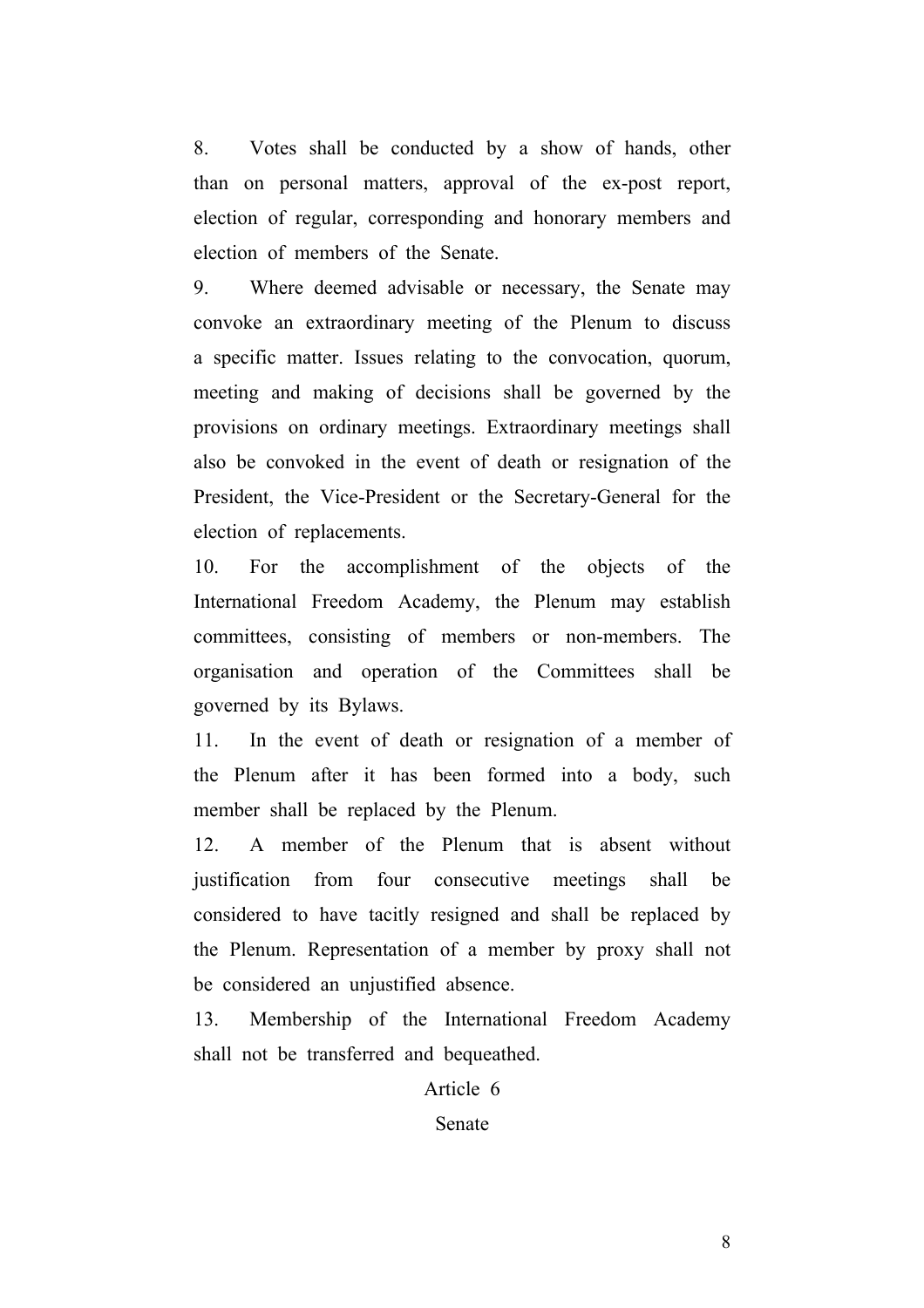8. Votes shall be conducted by a show of hands, other than on personal matters, approval of the ex-post report, election of regular, corresponding and honorary members and election of members of the Senate.

9. Where deemed advisable or necessary, the Senate may convoke an extraordinary meeting of the Plenum to discuss a specific matter. Issues relating to the convocation, quorum, meeting and making of decisions shall be governed by the provisions on ordinary meetings. Extraordinary meetings shall also be convoked in the event of death or resignation of the President, the Vice-President or the Secretary-General for the election of replacements.

10. For the accomplishment of the objects of the International Freedom Academy, the Plenum may establish committees, consisting of members or non-members. The organisation and operation of the Committees shall be governed by its Bylaws.

11. In the event of death or resignation of a member of the Plenum after it has been formed into a body, such member shall be replaced by the Plenum.

12. A member of the Plenum that is absent without justification from four consecutive meetings shall be considered to have tacitly resigned and shall be replaced by the Plenum. Representation of a member by proxy shall not be considered an unjustified absence.

13. Membership of the International Freedom Academy shall not be transferred and bequeathed.

## Article 6

## Senate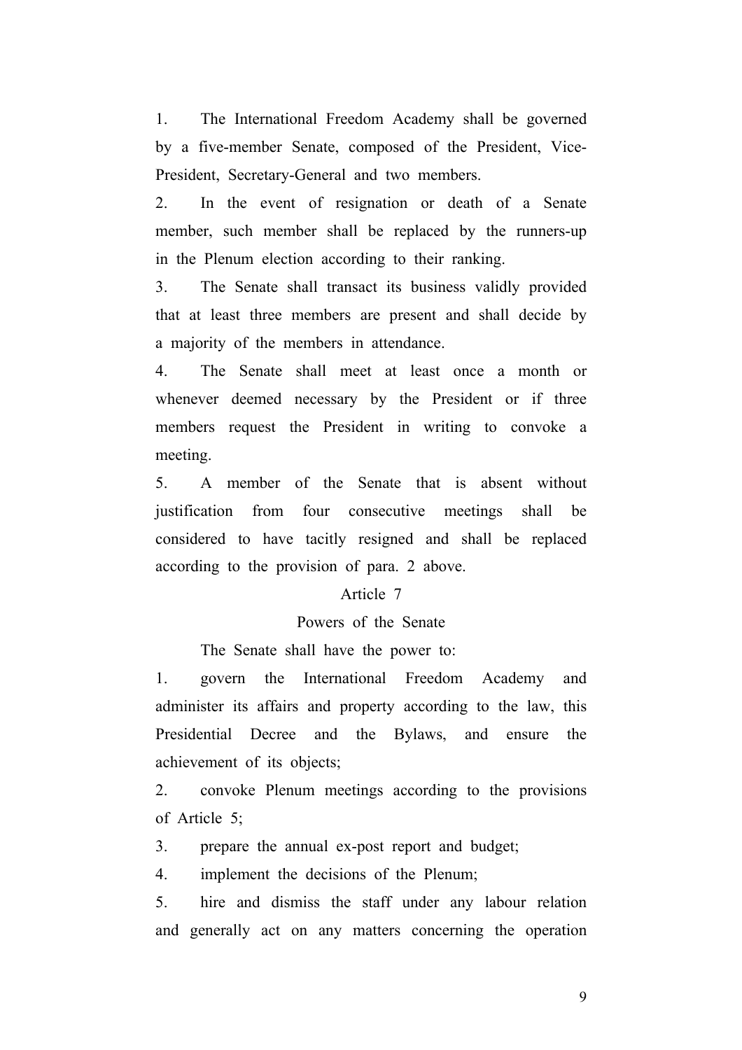1. The International Freedom Academy shall be governed by a five-member Senate, composed of the President, Vice-President, Secretary-General and two members.

2. In the event of resignation or death of a Senate member, such member shall be replaced by the runners-up in the Plenum election according to their ranking.

3. The Senate shall transact its business validly provided that at least three members are present and shall decide by a majority of the members in attendance.

4. The Senate shall meet at least once a month or whenever deemed necessary by the President or if three members request the President in writing to convoke a meeting.

5. A member of the Senate that is absent without justification from four consecutive meetings shall be considered to have tacitly resigned and shall be replaced according to the provision of para. 2 above.

### Article 7

### Powers of the Senate

The Senate shall have the power to:

1. govern the International Freedom Academy and administer its affairs and property according to the law, this Presidential Decree and the Bylaws, and ensure the achievement of its objects;

2. convoke Plenum meetings according to the provisions of Article 5;

3. prepare the annual ex-post report and budget;

4. implement the decisions of the Plenum;

5. hire and dismiss the staff under any labour relation and generally act on any matters concerning the operation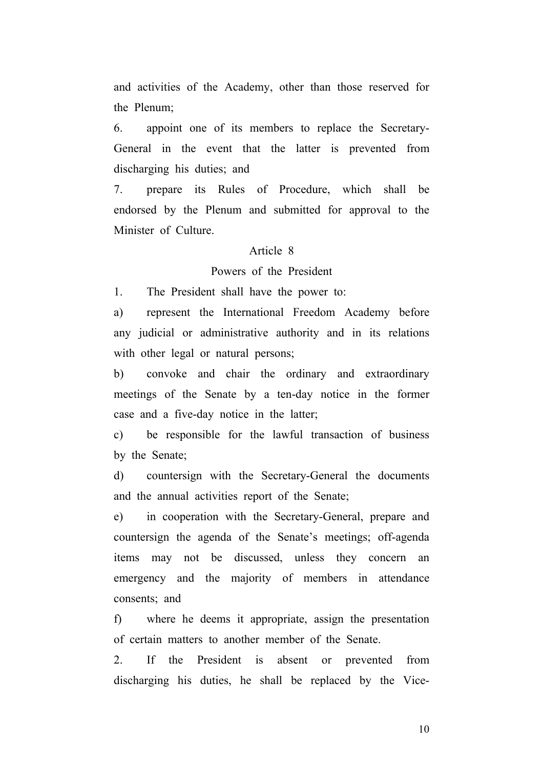and activities of the Academy, other than those reserved for the Plenum;

6. appoint one of its members to replace the Secretary-General in the event that the latter is prevented from discharging his duties; and

7. prepare its Rules of Procedure, which shall be endorsed by the Plenum and submitted for approval to the Minister of Culture.

### Article 8

### Powers of the President

1. The President shall have the power to:

a) represent the International Freedom Academy before any judicial or administrative authority and in its relations with other legal or natural persons;

b) convoke and chair the ordinary and extraordinary meetings of the Senate by a ten-day notice in the former case and a five-day notice in the latter;

c) be responsible for the lawful transaction of business by the Senate;

d) countersign with the Secretary-General the documents and the annual activities report of the Senate;

e) in cooperation with the Secretary-General, prepare and countersign the agenda of the Senate's meetings; off-agenda items may not be discussed, unless they concern an emergency and the majority of members in attendance consents; and

f) where he deems it appropriate, assign the presentation of certain matters to another member of the Senate.

2. If the President is absent or prevented from discharging his duties, he shall be replaced by the Vice-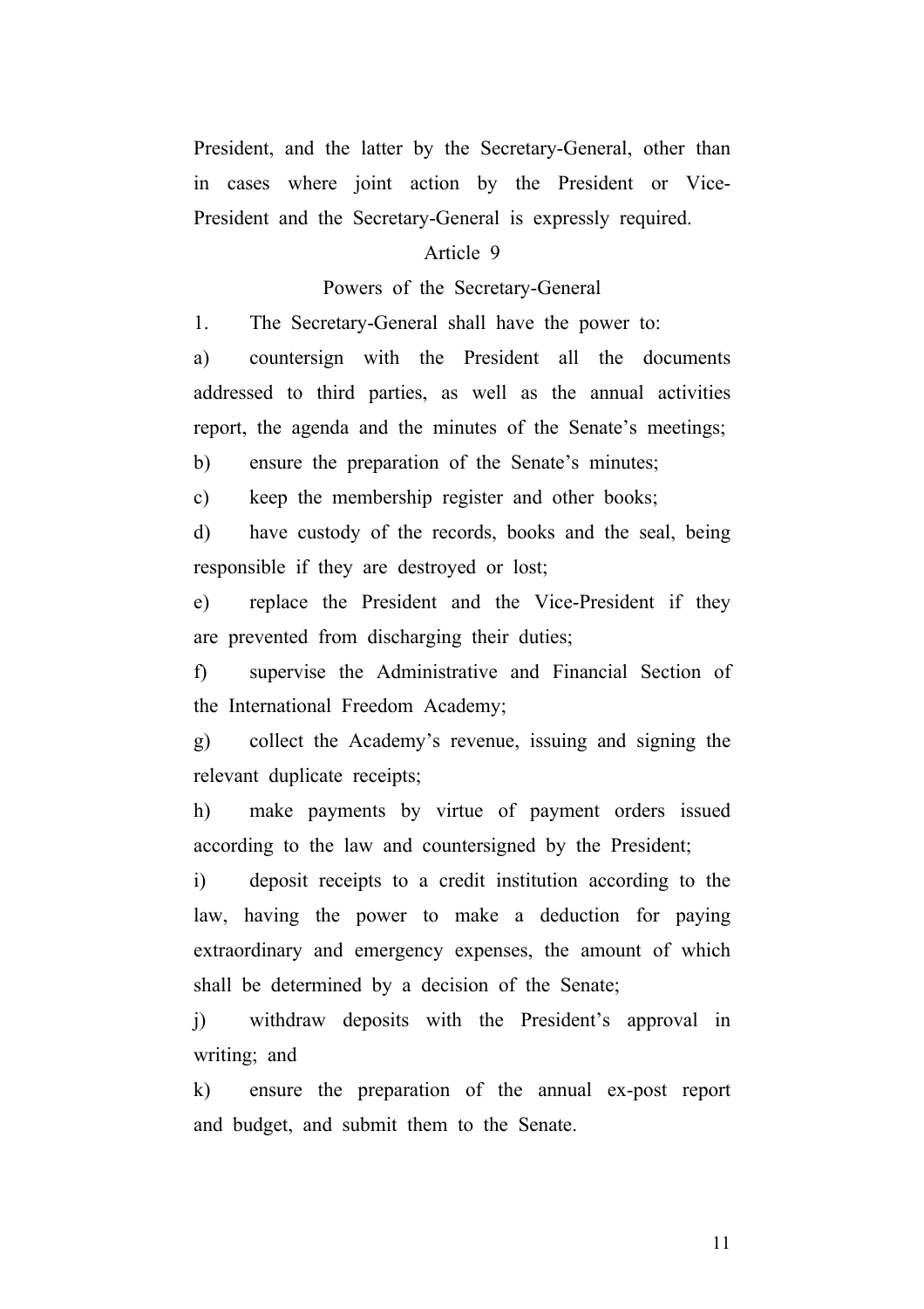President, and the latter by the Secretary-General, other than in cases where joint action by the President or Vice-President and the Secretary-General is expressly required.

### Article 9

### Powers of the Secretary-General

1. The Secretary-General shall have the power to:

a) countersign with the President all the documents addressed to third parties, as well as the annual activities report, the agenda and the minutes of the Senate's meetings;

b) ensure the preparation of the Senate's minutes;

c) keep the membership register and other books;

d) have custody of the records, books and the seal, being responsible if they are destroyed or lost;

e) replace the President and the Vice-President if they are prevented from discharging their duties;

f) supervise the Administrative and Financial Section of the International Freedom Academy;

g) collect the Academy's revenue, issuing and signing the relevant duplicate receipts;

h) make payments by virtue of payment orders issued according to the law and countersigned by the President;

i) deposit receipts to a credit institution according to the law, having the power to make a deduction for paying extraordinary and emergency expenses, the amount of which shall be determined by a decision of the Senate;

j) withdraw deposits with the President's approval in writing; and

k) ensure the preparation of the annual ex-post report and budget, and submit them to the Senate.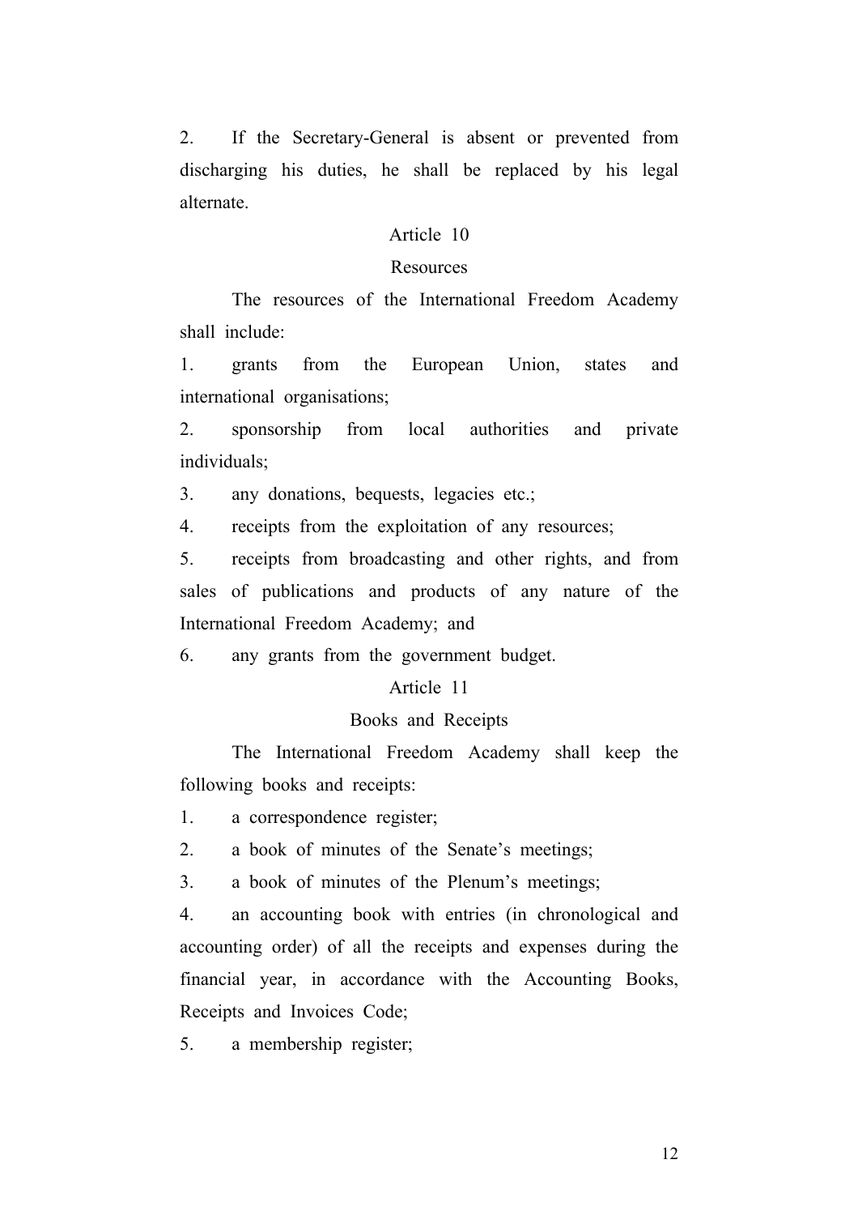2. If the Secretary-General is absent or prevented from discharging his duties, he shall be replaced by his legal alternate.

## Article 10

## Resources

The resources of the International Freedom Academy shall include:

1. grants from the European Union, states and international organisations;
2. sponsorship from local authorities and private individuals;
3. any donations, bequests, legacies etc.;
4. receipts from the exploitation of any resources;
5. receipts from broadcasting and other rights, and from sales of publications and products of any nature of the International Freedom Academy; and
6. any grants from the government budget.

## Article 11

## Books and Receipts

The International Freedom Academy shall keep the following books and receipts:

1. a correspondence register;
2. a book of minutes of the Senate's meetings;
3. a book of minutes of the Plenum's meetings;
4. an accounting book with entries (in chronological and accounting order) of all the receipts and expenses during the financial year, in accordance with the Accounting Books, Receipts and Invoices Code;
5. a membership register;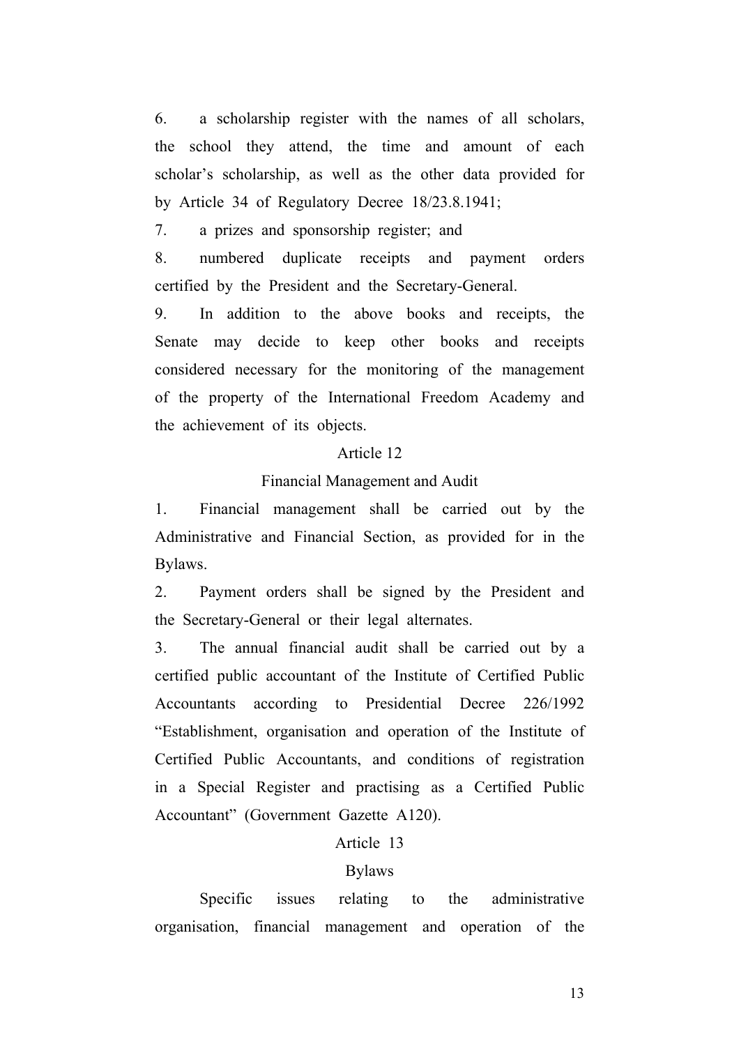6. a scholarship register with the names of all scholars, the school they attend, the time and amount of each scholar's scholarship, as well as the other data provided for by Article 34 of Regulatory Decree 18/23.8.1941;

7. a prizes and sponsorship register; and

8. numbered duplicate receipts and payment orders certified by the President and the Secretary-General.

9. In addition to the above books and receipts, the Senate may decide to keep other books and receipts considered necessary for the monitoring of the management of the property of the International Freedom Academy and the achievement of its objects.

## Article 12

## Financial Management and Audit

1. Financial management shall be carried out by the Administrative and Financial Section, as provided for in the Bylaws.

2. Payment orders shall be signed by the President and the Secretary-General or their legal alternates.

3. The annual financial audit shall be carried out by a certified public accountant of the Institute of Certified Public Accountants according to Presidential Decree 226/1992 "Establishment, organisation and operation of the Institute of Certified Public Accountants, and conditions of registration in a Special Register and practising as a Certified Public Accountant" (Government Gazette A120).

## Article 13

## Bylaws

Specific issues relating to the administrative organisation, financial management and operation of the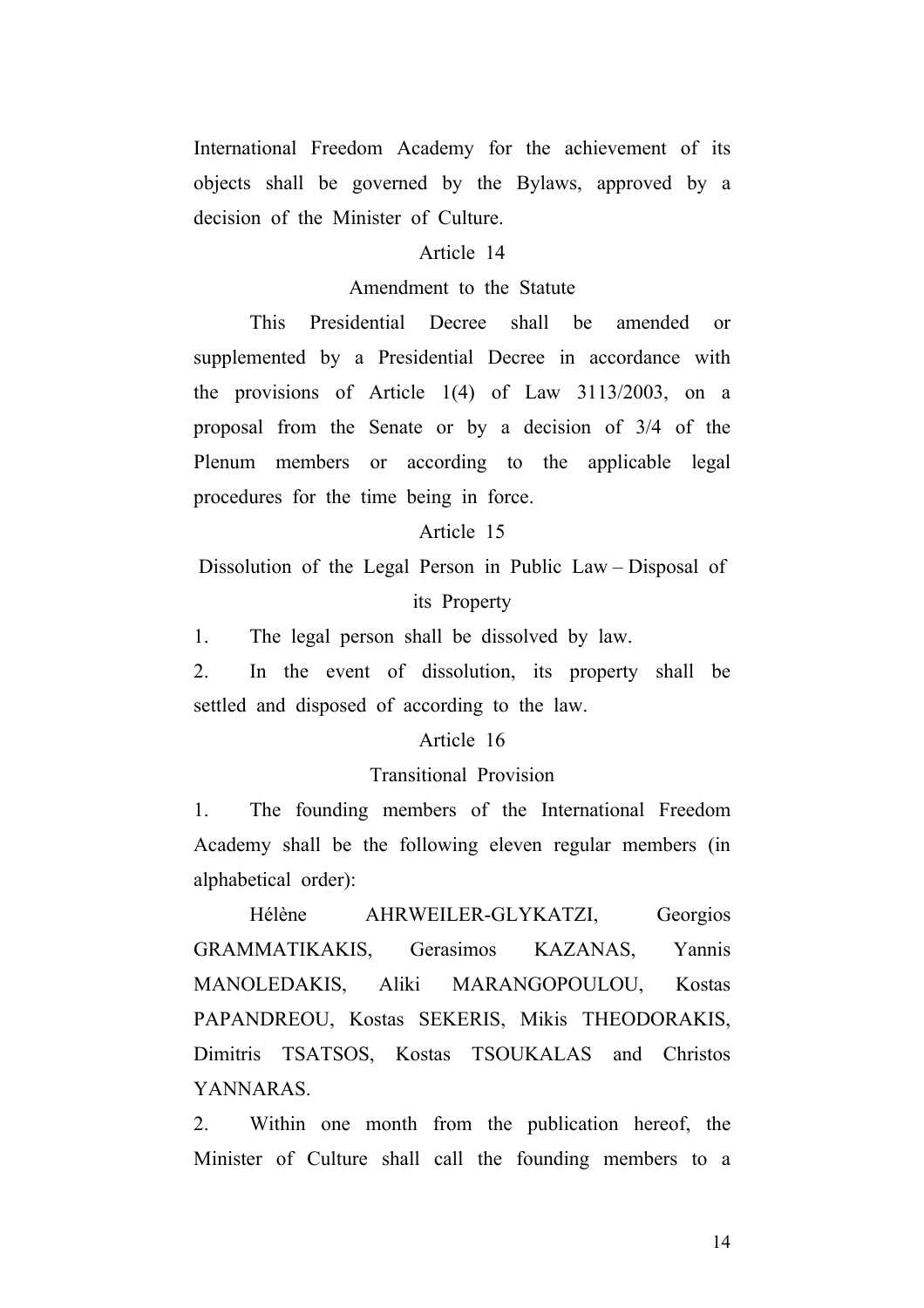International Freedom Academy for the achievement of its objects shall be governed by the Bylaws, approved by a decision of the Minister of Culture.

### Article 14

### Amendment to the Statute

This Presidential Decree shall be amended or supplemented by a Presidential Decree in accordance with the provisions of Article 1(4) of Law 3113/2003, on a proposal from the Senate or by a decision of 3/4 of the Plenum members or according to the applicable legal procedures for the time being in force.

### Article 15

### Dissolution of the Legal Person in Public Law – Disposal of its Property

1. The legal person shall be dissolved by law.
2. In the event of dissolution, its property shall be settled and disposed of according to the law.

### Article 16

### Transitional Provision

1. The founding members of the International Freedom Academy shall be the following eleven regular members (in alphabetical order):

   Hélène AHRWEILER-GLYKATZI, Georgios GRAMMATIKAKIS, Gerasimos KAZANAS, Yannis MANOLEDAKIS, Aliki MARANGOPOULOU, Kostas PAPANDREOU, Kostas SEKERIS, Mikis THEODORAKIS, Dimitris TSATSOS, Kostas TSOUKALAS and Christos YANNARAS.

2. Within one month from the publication hereof, the Minister of Culture shall call the founding members to a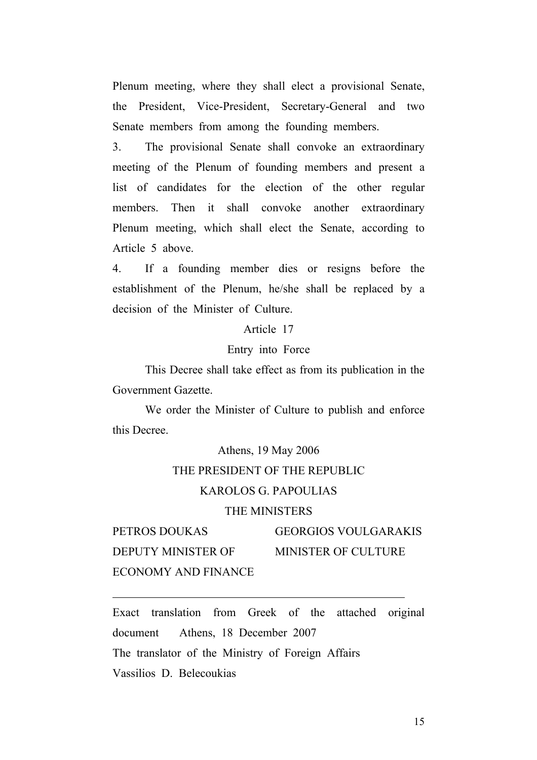Plenum meeting, where they shall elect a provisional Senate, the President, Vice-President, Secretary-General and two Senate members from among the founding members.

3. The provisional Senate shall convoke an extraordinary meeting of the Plenum of founding members and present a list of candidates for the election of the other regular members. Then it shall convoke another extraordinary Plenum meeting, which shall elect the Senate, according to Article 5 above.

4. If a founding member dies or resigns before the establishment of the Plenum, he/she shall be replaced by a decision of the Minister of Culture.

### Article 17

### Entry into Force

This Decree shall take effect as from its publication in the Government Gazette.

We order the Minister of Culture to publish and enforce this Decree.

Athens, 19 May 2006

THE PRESIDENT OF THE REPUBLIC

KAROLOS G. PAPOULIAS

THE MINISTERS

| | |
|---|---|
| PETROS DOUKAS | GEORGIOS VOULGARAKIS |
| DEPUTY MINISTER OF ECONOMY AND FINANCE | MINISTER OF CULTURE |

---

Exact translation from Greek of the attached original document Athens, 18 December 2007

The translator of the Ministry of Foreign Affairs

Vassilios D. Belecoukias